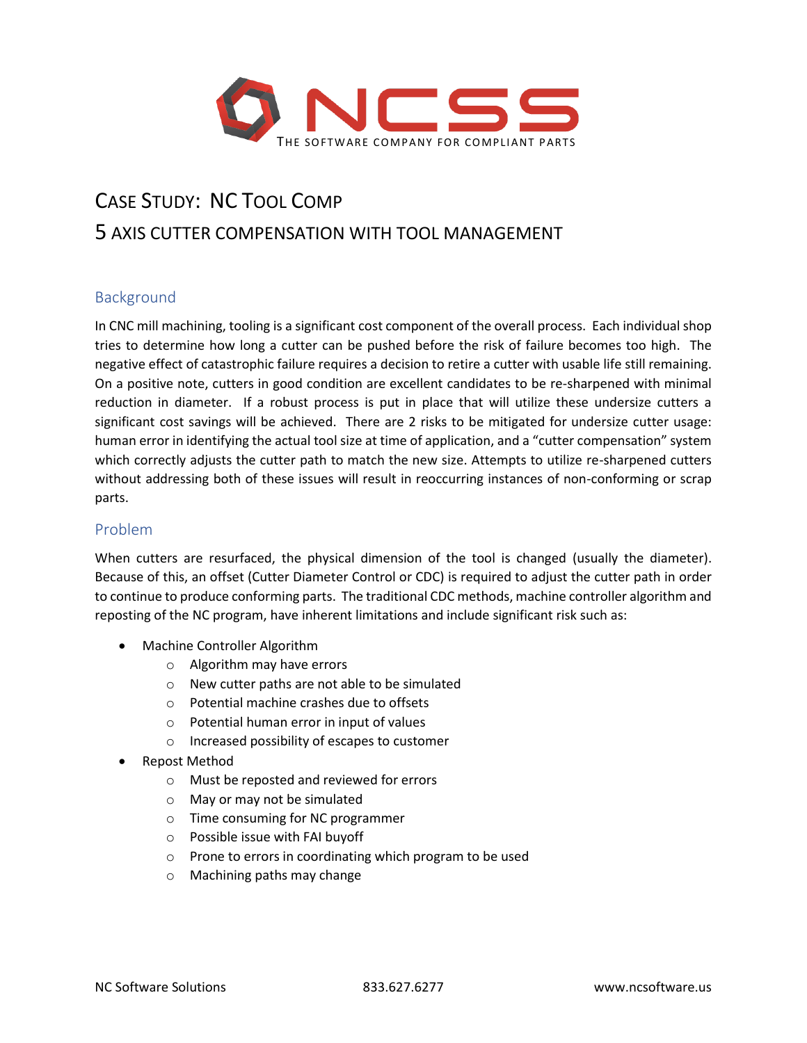NCSS

THE SOFTWARE COMPANY FOR COMPLIANT PARTS

# Case Study: NC Tool Comp

## 5 Axis Cutter Compensation with Tool Management

### Background

In CNC mill machining, tooling is a significant cost component of the overall process. Each individual shop tries to determine how long a cutter can be pushed before the risk of failure becomes too high. The negative effect of catastrophic failure requires a decision to retire a cutter with usable life still remaining. On a positive note, cutters in good condition are excellent candidates to be re-sharpened with minimal reduction in diameter. If a robust process is put in place that will utilize these undersize cutters a significant cost savings will be achieved. There are 2 risks to be mitigated for undersize cutter usage: human error in identifying the actual tool size at time of application, and a "cutter compensation" system which correctly adjusts the cutter path to match the new size. Attempts to utilize re-sharpened cutters without addressing both of these issues will result in reoccurring instances of non-conforming or scrap parts.

### Problem

When cutters are resurfaced, the physical dimension of the tool is changed (usually the diameter). Because of this, an offset (Cutter Diameter Control or CDC) is required to adjust the cutter path in order to continue to produce conforming parts. The traditional CDC methods, machine controller algorithm and reposting of the NC program, have inherent limitations and include significant risk such as:

- Machine Controller Algorithm
  - Algorithm may have errors
  - New cutter paths are not able to be simulated
  - Potential machine crashes due to offsets
  - Potential human error in input of values
  - Increased possibility of escapes to customer
- Repost Method
  - Must be reposted and reviewed for errors
  - May or may not be simulated
  - Time consuming for NC programmer
  - Possible issue with FAI buyoff
  - Prone to errors in coordinating which program to be used
  - Machining paths may change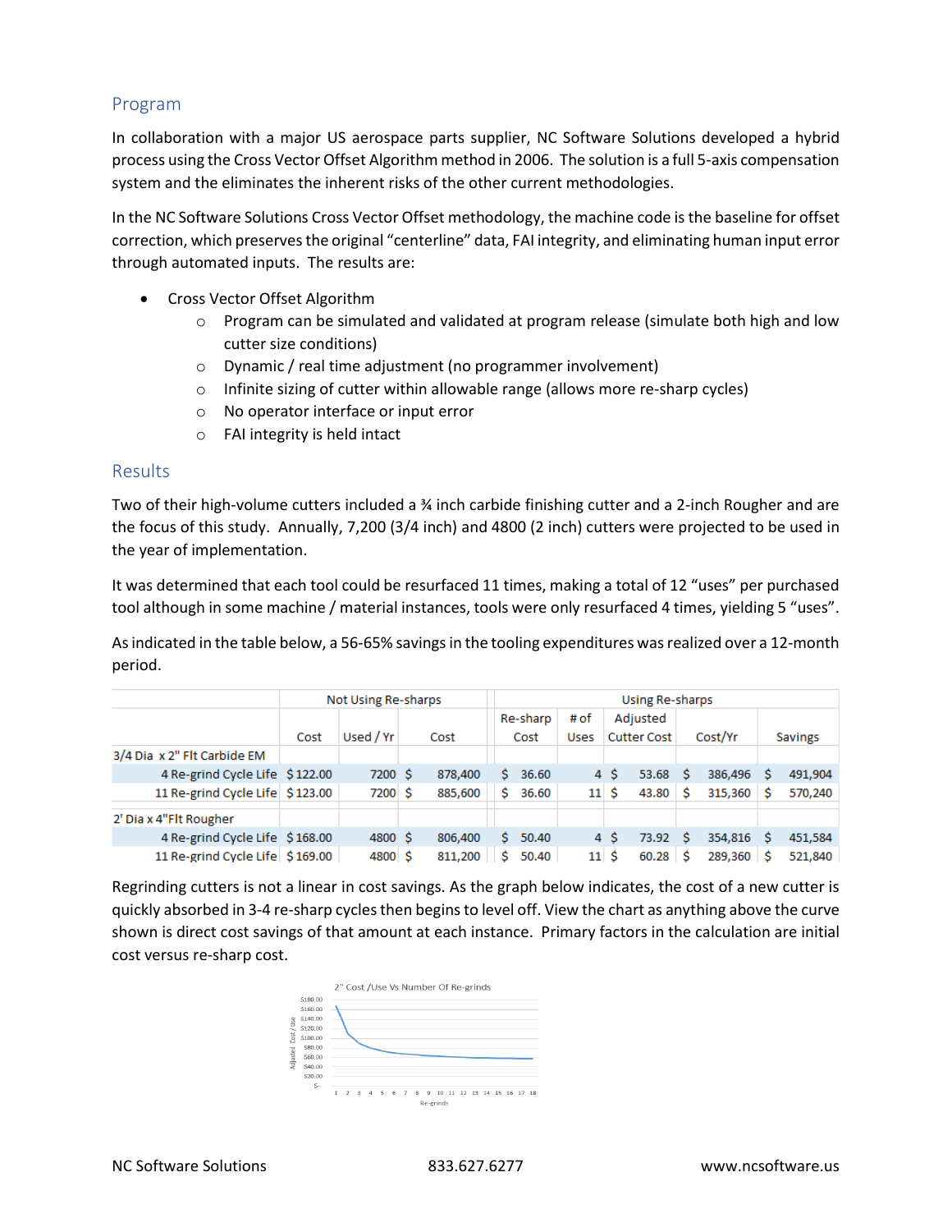## Program

In collaboration with a major US aerospace parts supplier, NC Software Solutions developed a hybrid process using the Cross Vector Offset Algorithm method in 2006. The solution is a full 5-axis compensation system and the eliminates the inherent risks of the other current methodologies.

In the NC Software Solutions Cross Vector Offset methodology, the machine code is the baseline for offset correction, which preserves the original "centerline" data, FAI integrity, and eliminating human input error through automated inputs. The results are:

- Cross Vector Offset Algorithm
  - Program can be simulated and validated at program release (simulate both high and low cutter size conditions)
  - Dynamic / real time adjustment (no programmer involvement)
  - Infinite sizing of cutter within allowable range (allows more re-sharp cycles)
  - No operator interface or input error
  - FAI integrity is held intact

## Results

Two of their high-volume cutters included a ¾ inch carbide finishing cutter and a 2-inch Rougher and are the focus of this study. Annually, 7,200 (3/4 inch) and 4800 (2 inch) cutters were projected to be used in the year of implementation.

It was determined that each tool could be resurfaced 11 times, making a total of 12 "uses" per purchased tool although in some machine / material instances, tools were only resurfaced 4 times, yielding 5 "uses".

As indicated in the table below, a 56-65% savings in the tooling expenditures was realized over a 12-month period.

| | Not Using Re-sharps | | | Using Re-sharps | | | | |
|---|---|---|---|---|---|---|---|---|
| | Cost | Used / Yr | Cost | Re-sharp Cost | # of Uses | Adjusted Cutter Cost | Cost/Yr | Savings |
| 3/4 Dia x 2" Flt Carbide EM | | | | | | | | |
| 4 Re-grind Cycle Life | $ 122.00 | 7200 | $ 878,400 | $ 36.60 | 4 | $ 53.68 | $ 386,496 | $ 491,904 |
| 11 Re-grind Cycle Life | $ 123.00 | 7200 | $ 885,600 | $ 36.60 | 11 | $ 43.80 | $ 315,360 | $ 570,240 |
| 2' Dia x 4"Flt Rougher | | | | | | | | |
| 4 Re-grind Cycle Life | $ 168.00 | 4800 | $ 806,400 | $ 50.40 | 4 | $ 73.92 | $ 354,816 | $ 451,584 |
| 11 Re-grind Cycle Life | $ 169.00 | 4800 | $ 811,200 | $ 50.40 | 11 | $ 60.28 | $ 289,360 | $ 521,840 |

Regrinding cutters is not a linear in cost savings. As the graph below indicates, the cost of a new cutter is quickly absorbed in 3-4 re-sharp cycles then begins to level off. View the chart as anything above the curve shown is direct cost savings of that amount at each instance. Primary factors in the calculation are initial cost versus re-sharp cost.

2" Cost /Use Vs Number Of Re-grinds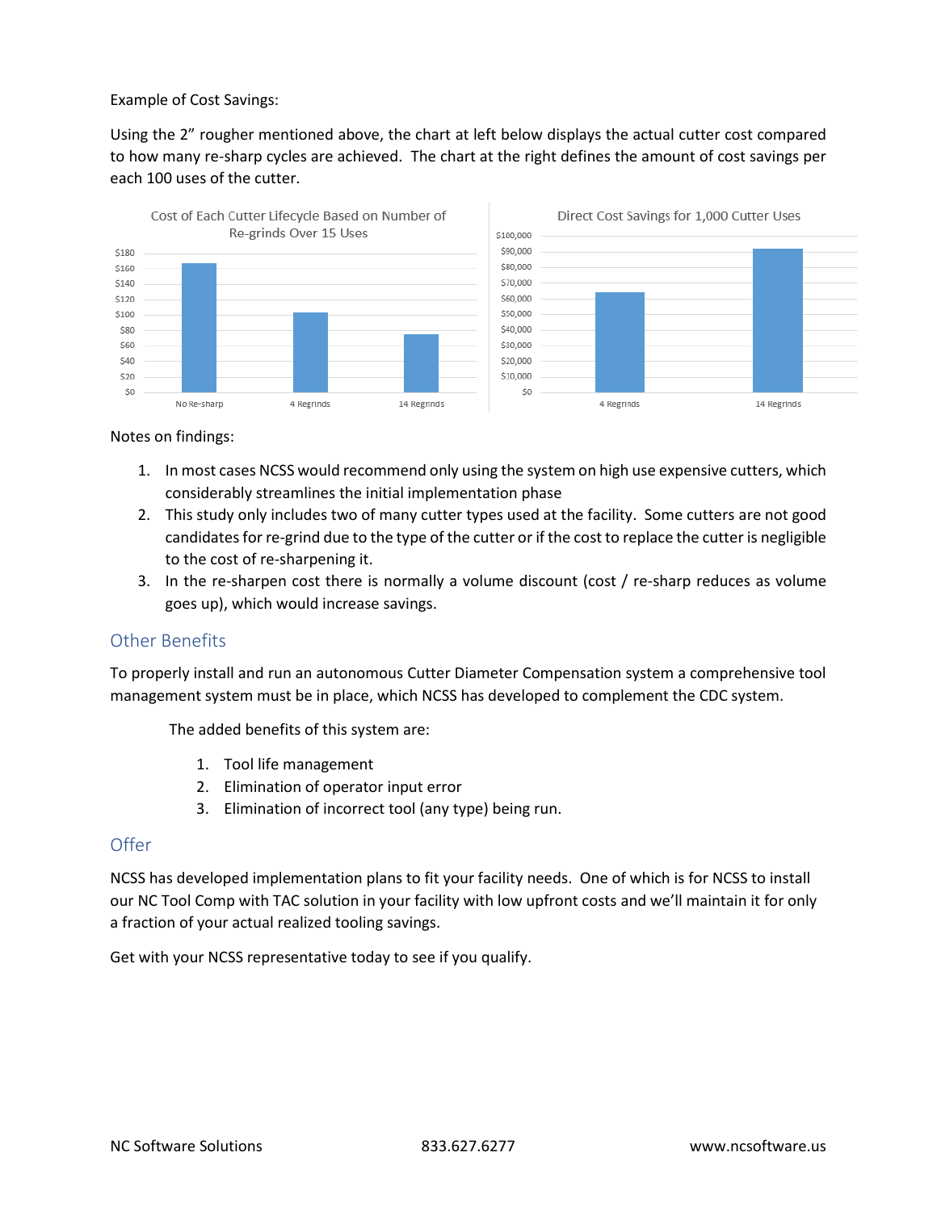Example of Cost Savings:

Using the 2" rougher mentioned above, the chart at left below displays the actual cutter cost compared to how many re-sharp cycles are achieved. The chart at the right defines the amount of cost savings per each 100 uses of the cutter.

Cost of Each Cutter Lifecycle Based on Number of Re-grinds Over 15 Uses

$180
$160
$140
$120
$100
$80
$60
$40
$20
$0

No Re-sharp
4 Regrinds
14 Regrinds

Direct Cost Savings for 1,000 Cutter Uses

$100,000
$90,000
$80,000
$70,000
$60,000
$50,000
$40,000
$30,000
$20,000
$10,000
$0

4 Regrinds
14 Regrinds

Notes on findings:

1. In most cases NCSS would recommend only using the system on high use expensive cutters, which considerably streamlines the initial implementation phase
2. This study only includes two of many cutter types used at the facility. Some cutters are not good candidates for re-grind due to the type of the cutter or if the cost to replace the cutter is negligible to the cost of re-sharpening it.
3. In the re-sharpen cost there is normally a volume discount (cost / re-sharp reduces as volume goes up), which would increase savings.

## Other Benefits

To properly install and run an autonomous Cutter Diameter Compensation system a comprehensive tool management system must be in place, which NCSS has developed to complement the CDC system.

The added benefits of this system are:

1. Tool life management
2. Elimination of operator input error
3. Elimination of incorrect tool (any type) being run.

## Offer

NCSS has developed implementation plans to fit your facility needs. One of which is for NCSS to install our NC Tool Comp with TAC solution in your facility with low upfront costs and we'll maintain it for only a fraction of your actual realized tooling savings.

Get with your NCSS representative today to see if you qualify.